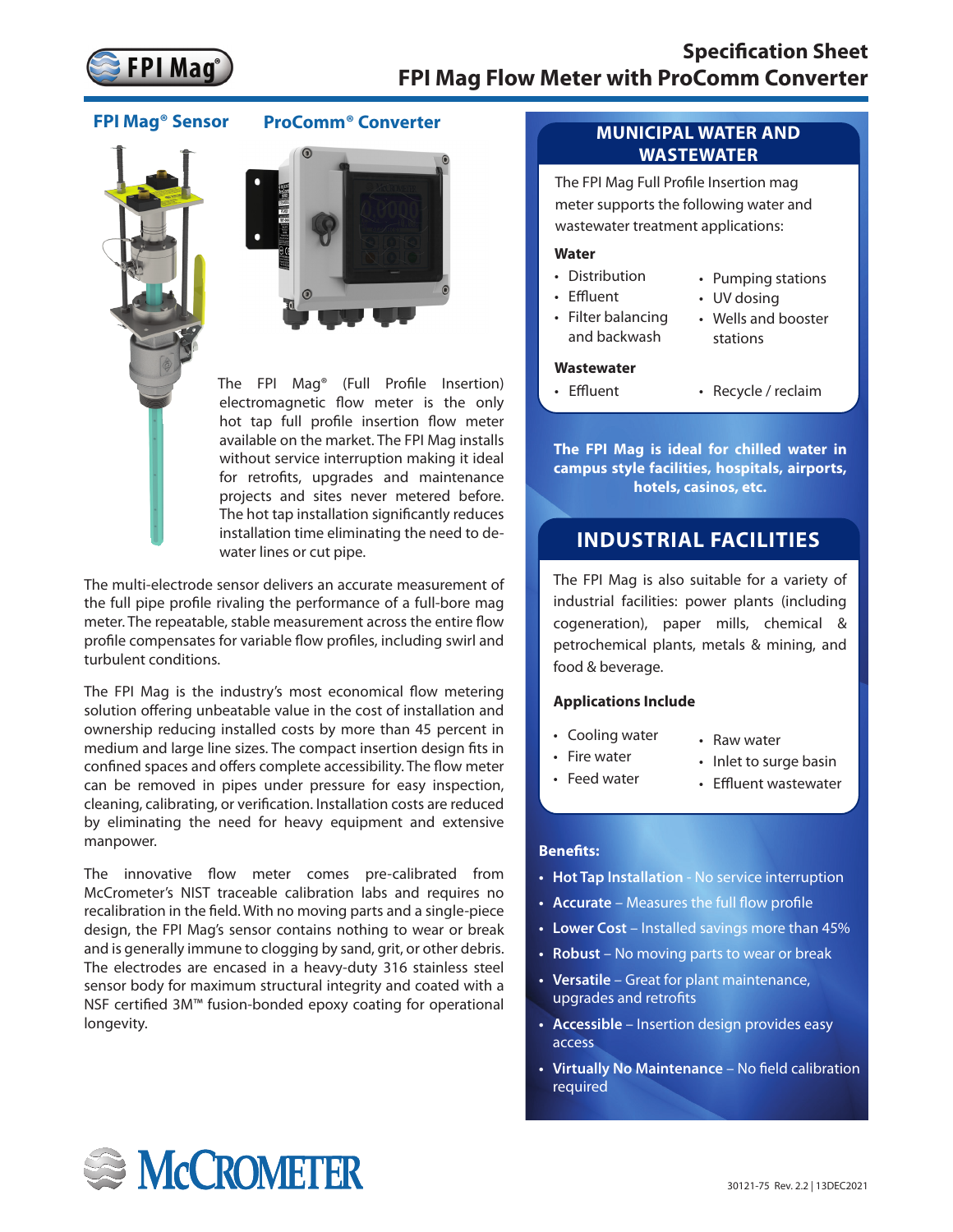# Specification Sheet
# FPI Mag Flow Meter with ProComm Converter

**FPI Mag® Sensor** **ProComm® Converter**

The FPI Mag® (Full Profile Insertion) electromagnetic flow meter is the only hot tap full profile insertion flow meter available on the market. The FPI Mag installs without service interruption making it ideal for retrofits, upgrades and maintenance projects and sites never metered before. The hot tap installation significantly reduces installation time eliminating the need to de-water lines or cut pipe.

The multi-electrode sensor delivers an accurate measurement of the full pipe profile rivaling the performance of a full-bore mag meter. The repeatable, stable measurement across the entire flow profile compensates for variable flow profiles, including swirl and turbulent conditions.

The FPI Mag is the industry's most economical flow metering solution offering unbeatable value in the cost of installation and ownership reducing installed costs by more than 45 percent in medium and large line sizes. The compact insertion design fits in confined spaces and offers complete accessibility. The flow meter can be removed in pipes under pressure for easy inspection, cleaning, calibrating, or verification. Installation costs are reduced by eliminating the need for heavy equipment and extensive manpower.

The innovative flow meter comes pre-calibrated from McCrometer's NIST traceable calibration labs and requires no recalibration in the field. With no moving parts and a single-piece design, the FPI Mag's sensor contains nothing to wear or break and is generally immune to clogging by sand, grit, or other debris. The electrodes are encased in a heavy-duty 316 stainless steel sensor body for maximum structural integrity and coated with a NSF certified 3M™ fusion-bonded epoxy coating for operational longevity.

## MUNICIPAL WATER AND WASTEWATER

The FPI Mag Full Profile Insertion mag meter supports the following water and wastewater treatment applications:

**Water**

- Distribution
- Effluent
- Filter balancing and backwash
- Pumping stations
- UV dosing
- Wells and booster stations

**Wastewater**

- Effluent
- Recycle / reclaim

**The FPI Mag is ideal for chilled water in campus style facilities, hospitals, airports, hotels, casinos, etc.**

## INDUSTRIAL FACILITIES

The FPI Mag is also suitable for a variety of industrial facilities: power plants (including cogeneration), paper mills, chemical & petrochemical plants, metals & mining, and food & beverage.

**Applications Include**

- Cooling water
- Fire water
- Feed water
- Raw water
- Inlet to surge basin
- Effluent wastewater

**Benefits:**

- **Hot Tap Installation** - No service interruption
- **Accurate** – Measures the full flow profile
- **Lower Cost** – Installed savings more than 45%
- **Robust** – No moving parts to wear or break
- **Versatile** – Great for plant maintenance, upgrades and retrofits
- **Accessible** – Insertion design provides easy access
- **Virtually No Maintenance** – No field calibration required

30121-75 Rev. 2.2 | 13DEC2021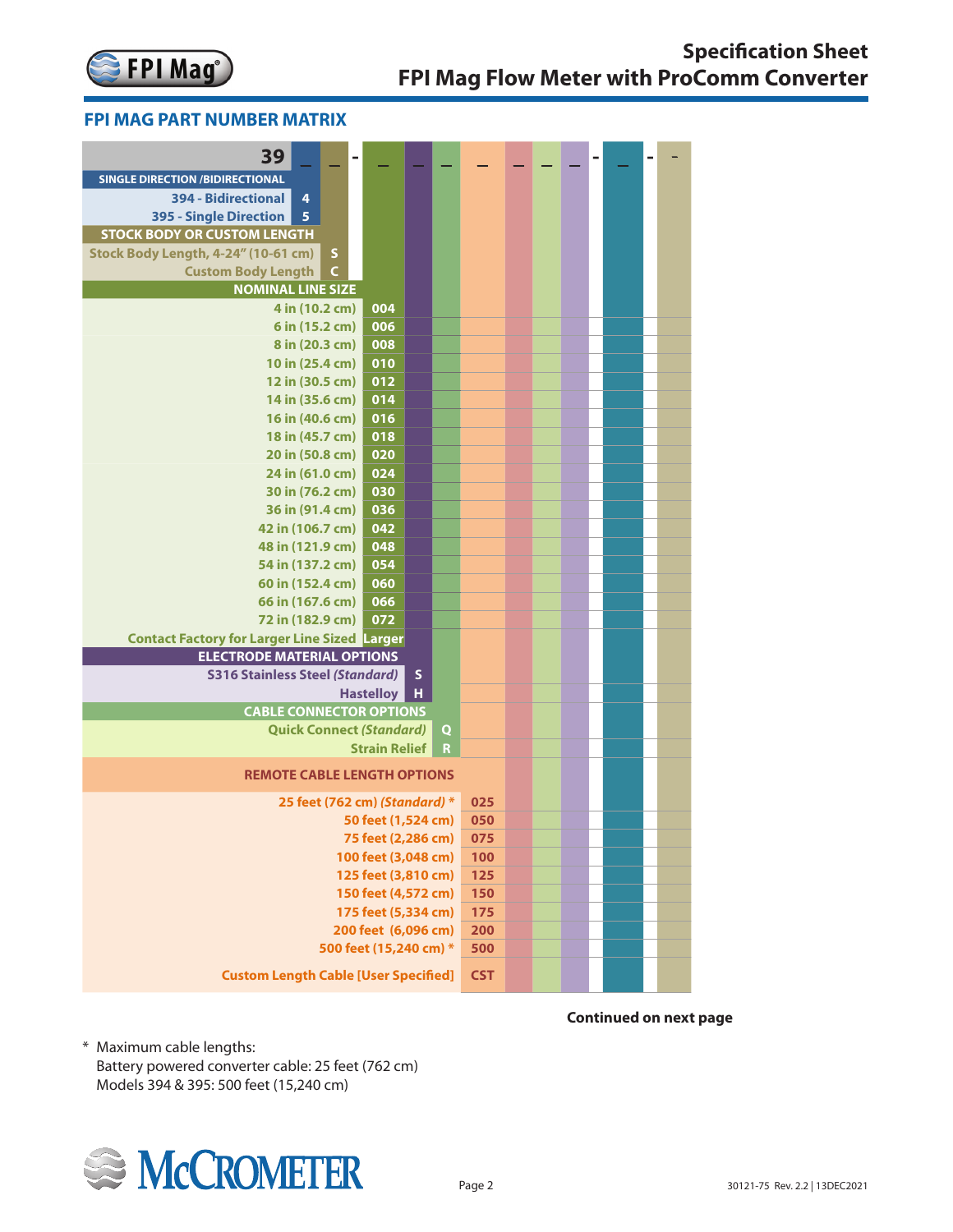## FPI MAG PART NUMBER MATRIX

39 _ _ - _ _ _ _ _ _ _ - _ - _

| SINGLE DIRECTION /BIDIRECTIONAL | |
|---|---|
| 394 - Bidirectional | 4 |
| 395 - Single Direction | 5 |

| STOCK BODY OR CUSTOM LENGTH | |
|---|---|
| Stock Body Length, 4-24" (10-61 cm) | S |
| Custom Body Length | C |

| NOMINAL LINE SIZE | |
|---|---|
| 4 in (10.2 cm) | 004 |
| 6 in (15.2 cm) | 006 |
| 8 in (20.3 cm) | 008 |
| 10 in (25.4 cm) | 010 |
| 12 in (30.5 cm) | 012 |
| 14 in (35.6 cm) | 014 |
| 16 in (40.6 cm) | 016 |
| 18 in (45.7 cm) | 018 |
| 20 in (50.8 cm) | 020 |
| 24 in (61.0 cm) | 024 |
| 30 in (76.2 cm) | 030 |
| 36 in (91.4 cm) | 036 |
| 42 in (106.7 cm) | 042 |
| 48 in (121.9 cm) | 048 |
| 54 in (137.2 cm) | 054 |
| 60 in (152.4 cm) | 060 |
| 66 in (167.6 cm) | 066 |
| 72 in (182.9 cm) | 072 |
| Contact Factory for Larger Line Sized | Larger |

| ELECTRODE MATERIAL OPTIONS | |
|---|---|
| S316 Stainless Steel *(Standard)* | S |
| Hastelloy | H |

| CABLE CONNECTOR OPTIONS | |
|---|---|
| Quick Connect *(Standard)* | Q |
| Strain Relief | R |

| REMOTE CABLE LENGTH OPTIONS | |
|---|---|
| 25 feet (762 cm) *(Standard)* * | 025 |
| 50 feet (1,524 cm) | 050 |
| 75 feet (2,286 cm) | 075 |
| 100 feet (3,048 cm) | 100 |
| 125 feet (3,810 cm) | 125 |
| 150 feet (4,572 cm) | 150 |
| 175 feet (5,334 cm) | 175 |
| 200 feet (6,096 cm) | 200 |
| 500 feet (15,240 cm) * | 500 |
| Custom Length Cable [User Specified] | CST |

**Continued on next page**

\* Maximum cable lengths:
Battery powered converter cable: 25 feet (762 cm)
Models 394 & 395: 500 feet (15,240 cm)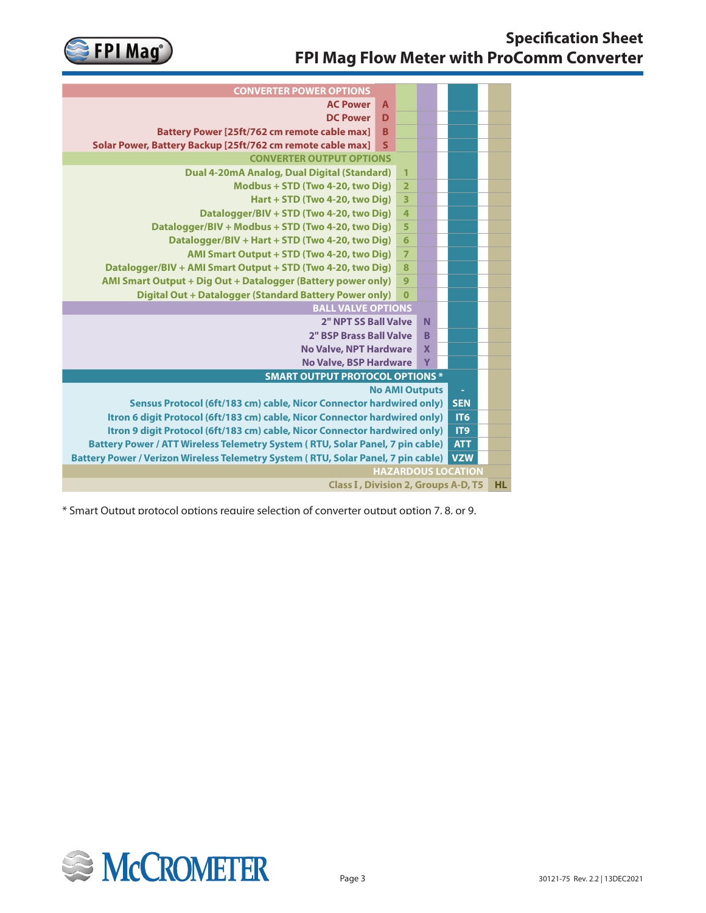| Option | Code |
|---|---|
| **CONVERTER POWER OPTIONS** | |
| AC Power | A |
| DC Power | D |
| Battery Power [25ft/762 cm remote cable max] | B |
| Solar Power, Battery Backup [25ft/762 cm remote cable max] | S |
| **CONVERTER OUTPUT OPTIONS** | |
| Dual 4-20mA Analog, Dual Digital (Standard) | 1 |
| Modbus + STD (Two 4-20, two Dig) | 2 |
| Hart + STD (Two 4-20, two Dig) | 3 |
| Datalogger/BIV + STD (Two 4-20, two Dig) | 4 |
| Datalogger/BIV + Modbus + STD (Two 4-20, two Dig) | 5 |
| Datalogger/BIV + Hart + STD (Two 4-20, two Dig) | 6 |
| AMI Smart Output + STD (Two 4-20, two Dig) | 7 |
| Datalogger/BIV + AMI Smart Output + STD (Two 4-20, two Dig) | 8 |
| AMI Smart Output + Dig Out + Datalogger (Battery power only) | 9 |
| Digital Out + Datalogger (Standard Battery Power only) | 0 |
| **BALL VALVE OPTIONS** | |
| 2" NPT SS Ball Valve | N |
| 2" BSP Brass Ball Valve | B |
| No Valve, NPT Hardware | X |
| No Valve, BSP Hardware | Y |
| **SMART OUTPUT PROTOCOL OPTIONS** * | |
| No AMI Outputs | - |
| Sensus Protocol (6ft/183 cm) cable, Nicor Connector hardwired only) | SEN |
| Itron 6 digit Protocol (6ft/183 cm) cable, Nicor Connector hardwired only) | IT6 |
| Itron 9 digit Protocol (6ft/183 cm) cable, Nicor Connector hardwired only) | IT9 |
| Battery Power / ATT Wireless Telemetry System ( RTU, Solar Panel, 7 pin cable) | ATT |
| Battery Power / Verizon Wireless Telemetry System ( RTU, Solar Panel, 7 pin cable) | VZW |
| **HAZARDOUS LOCATION** | |
| Class I , Division 2, Groups A-D, T5 | HL |

* Smart Output protocol options require selection of converter output option 7, 8, or 9.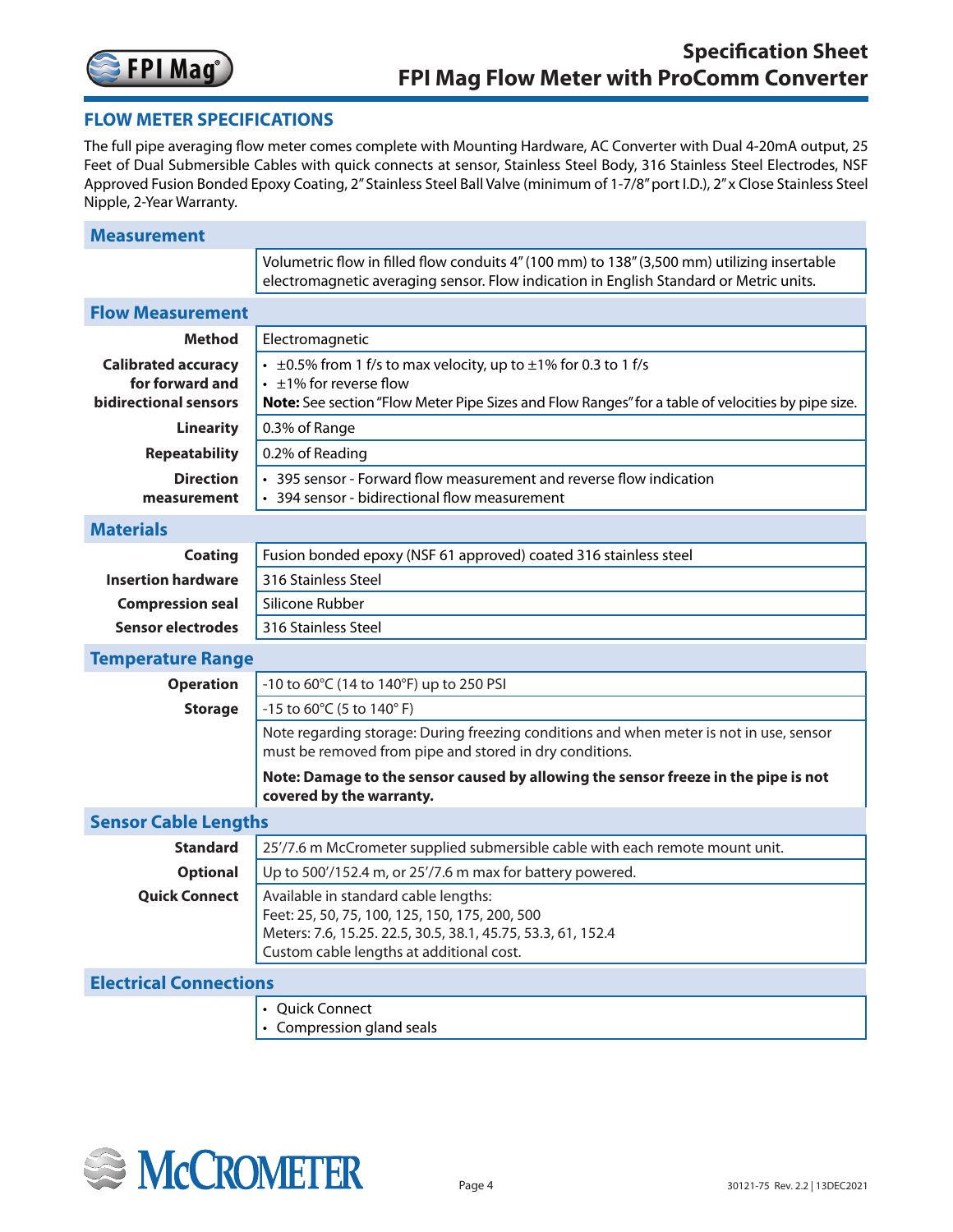## FLOW METER SPECIFICATIONS

The full pipe averaging flow meter comes complete with Mounting Hardware, AC Converter with Dual 4-20mA output, 25 Feet of Dual Submersible Cables with quick connects at sensor, Stainless Steel Body, 316 Stainless Steel Electrodes, NSF Approved Fusion Bonded Epoxy Coating, 2" Stainless Steel Ball Valve (minimum of 1-7/8" port I.D.), 2" x Close Stainless Steel Nipple, 2-Year Warranty.

### Measurement

| | |
|---|---|
| | Volumetric flow in filled flow conduits 4" (100 mm) to 138" (3,500 mm) utilizing insertable electromagnetic averaging sensor. Flow indication in English Standard or Metric units. |

### Flow Measurement

| | |
|---|---|
| **Method** | Electromagnetic |
| **Calibrated accuracy for forward and bidirectional sensors** | • ±0.5% from 1 f/s to max velocity, up to ±1% for 0.3 to 1 f/s<br>• ±1% for reverse flow<br>**Note:** See section "Flow Meter Pipe Sizes and Flow Ranges" for a table of velocities by pipe size. |
| **Linearity** | 0.3% of Range |
| **Repeatability** | 0.2% of Reading |
| **Direction measurement** | • 395 sensor - Forward flow measurement and reverse flow indication<br>• 394 sensor - bidirectional flow measurement |

### Materials

| | |
|---|---|
| **Coating** | Fusion bonded epoxy (NSF 61 approved) coated 316 stainless steel |
| **Insertion hardware** | 316 Stainless Steel |
| **Compression seal** | Silicone Rubber |
| **Sensor electrodes** | 316 Stainless Steel |

### Temperature Range

| | |
|---|---|
| **Operation** | -10 to 60°C (14 to 140°F) up to 250 PSI |
| **Storage** | -15 to 60°C (5 to 140° F) |
| | Note regarding storage: During freezing conditions and when meter is not in use, sensor must be removed from pipe and stored in dry conditions.<br>**Note: Damage to the sensor caused by allowing the sensor freeze in the pipe is not covered by the warranty.** |

### Sensor Cable Lengths

| | |
|---|---|
| **Standard** | 25'/7.6 m McCrometer supplied submersible cable with each remote mount unit. |
| **Optional** | Up to 500'/152.4 m, or 25'/7.6 m max for battery powered. |
| **Quick Connect** | Available in standard cable lengths:<br>Feet: 25, 50, 75, 100, 125, 150, 175, 200, 500<br>Meters: 7.6, 15.25. 22.5, 30.5, 38.1, 45.75, 53.3, 61, 152.4<br>Custom cable lengths at additional cost. |

### Electrical Connections

| | |
|---|---|
| | • Quick Connect<br>• Compression gland seals |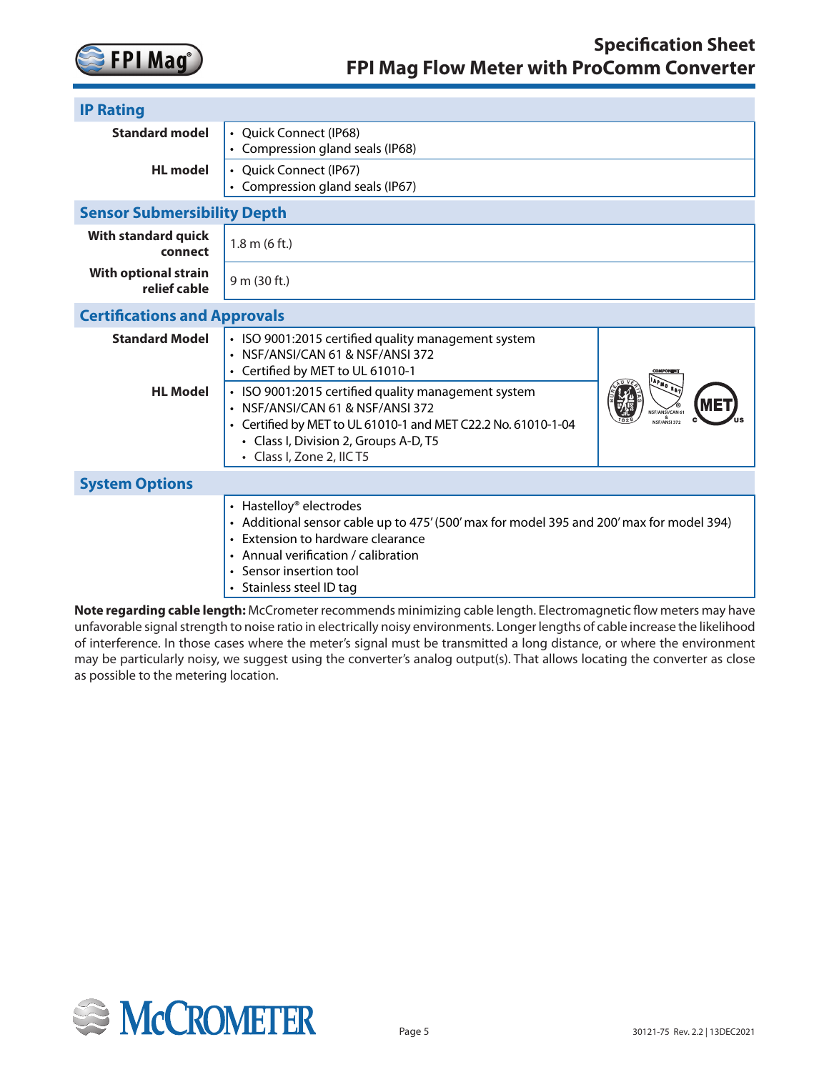## IP Rating

| | |
|---|---|
| **Standard model** | • Quick Connect (IP68)<br>• Compression gland seals (IP68) |
| **HL model** | • Quick Connect (IP67)<br>• Compression gland seals (IP67) |

## Sensor Submersibility Depth

| | |
|---|---|
| **With standard quick connect** | 1.8 m (6 ft.) |
| **With optional strain relief cable** | 9 m (30 ft.) |

## Certifications and Approvals

| | |
|---|---|
| **Standard Model** | • ISO 9001:2015 certified quality management system<br>• NSF/ANSI/CAN 61 & NSF/ANSI 372<br>• Certified by MET to UL 61010-1 |
| **HL Model** | • ISO 9001:2015 certified quality management system<br>• NSF/ANSI/CAN 61 & NSF/ANSI 372<br>• Certified by MET to UL 61010-1 and MET C22.2 No. 61010-1-04<br>&nbsp;&nbsp;• Class I, Division 2, Groups A-D, T5<br>&nbsp;&nbsp;• Class I, Zone 2, IIC T5 |

## System Options

- Hastelloy® electrodes
- Additional sensor cable up to 475' (500' max for model 395 and 200' max for model 394)
- Extension to hardware clearance
- Annual verification / calibration
- Sensor insertion tool
- Stainless steel ID tag

**Note regarding cable length:** McCrometer recommends minimizing cable length. Electromagnetic flow meters may have unfavorable signal strength to noise ratio in electrically noisy environments. Longer lengths of cable increase the likelihood of interference. In those cases where the meter's signal must be transmitted a long distance, or where the environment may be particularly noisy, we suggest using the converter's analog output(s). That allows locating the converter as close as possible to the metering location.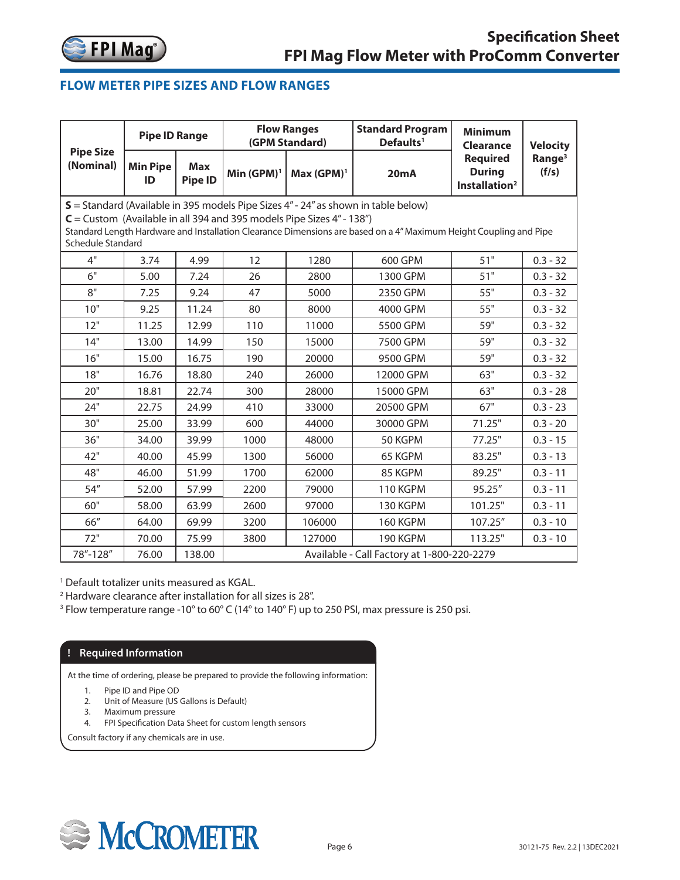## FLOW METER PIPE SIZES AND FLOW RANGES

| Pipe Size (Nominal) | Pipe ID Range | | Flow Ranges (GPM Standard) | | Standard Program Defaults[1] | Minimum Clearance Required During Installation[2] | Velocity Range[3] (f/s) |
|---|---|---|---|---|---|---|---|
| | Min Pipe ID | Max Pipe ID | Min (GPM)[1] | Max (GPM)[1] | 20mA | | |
| **S** = Standard (Available in 395 models Pipe Sizes 4" - 24" as shown in table below)<br>**C** = Custom (Available in all 394 and 395 models Pipe Sizes 4" - 138")<br>Standard Length Hardware and Installation Clearance Dimensions are based on a 4" Maximum Height Coupling and Pipe Schedule Standard | | | | | | | |
| 4" | 3.74 | 4.99 | 12 | 1280 | 600 GPM | 51" | 0.3 - 32 |
| 6" | 5.00 | 7.24 | 26 | 2800 | 1300 GPM | 51" | 0.3 - 32 |
| 8" | 7.25 | 9.24 | 47 | 5000 | 2350 GPM | 55" | 0.3 - 32 |
| 10" | 9.25 | 11.24 | 80 | 8000 | 4000 GPM | 55" | 0.3 - 32 |
| 12" | 11.25 | 12.99 | 110 | 11000 | 5500 GPM | 59" | 0.3 - 32 |
| 14" | 13.00 | 14.99 | 150 | 15000 | 7500 GPM | 59" | 0.3 - 32 |
| 16" | 15.00 | 16.75 | 190 | 20000 | 9500 GPM | 59" | 0.3 - 32 |
| 18" | 16.76 | 18.80 | 240 | 26000 | 12000 GPM | 63" | 0.3 - 32 |
| 20" | 18.81 | 22.74 | 300 | 28000 | 15000 GPM | 63" | 0.3 - 28 |
| 24" | 22.75 | 24.99 | 410 | 33000 | 20500 GPM | 67" | 0.3 - 23 |
| 30" | 25.00 | 33.99 | 600 | 44000 | 30000 GPM | 71.25" | 0.3 - 20 |
| 36" | 34.00 | 39.99 | 1000 | 48000 | 50 KGPM | 77.25" | 0.3 - 15 |
| 42" | 40.00 | 45.99 | 1300 | 56000 | 65 KGPM | 83.25" | 0.3 - 13 |
| 48" | 46.00 | 51.99 | 1700 | 62000 | 85 KGPM | 89.25" | 0.3 - 11 |
| 54" | 52.00 | 57.99 | 2200 | 79000 | 110 KGPM | 95.25" | 0.3 - 11 |
| 60" | 58.00 | 63.99 | 2600 | 97000 | 130 KGPM | 101.25" | 0.3 - 11 |
| 66" | 64.00 | 69.99 | 3200 | 106000 | 160 KGPM | 107.25" | 0.3 - 10 |
| 72" | 70.00 | 75.99 | 3800 | 127000 | 190 KGPM | 113.25" | 0.3 - 10 |
| 78"-128" | 76.00 | 138.00 | Available - Call Factory at 1-800-220-2279 | | | | |

[1] Default totalizer units measured as KGAL.
[2] Hardware clearance after installation for all sizes is 28".
[3] Flow temperature range -10° to 60° C (14° to 140° F) up to 250 PSI, max pressure is 250 psi.

### ! Required Information

At the time of ordering, please be prepared to provide the following information:

1. Pipe ID and Pipe OD
2. Unit of Measure (US Gallons is Default)
3. Maximum pressure
4. FPI Specification Data Sheet for custom length sensors

Consult factory if any chemicals are in use.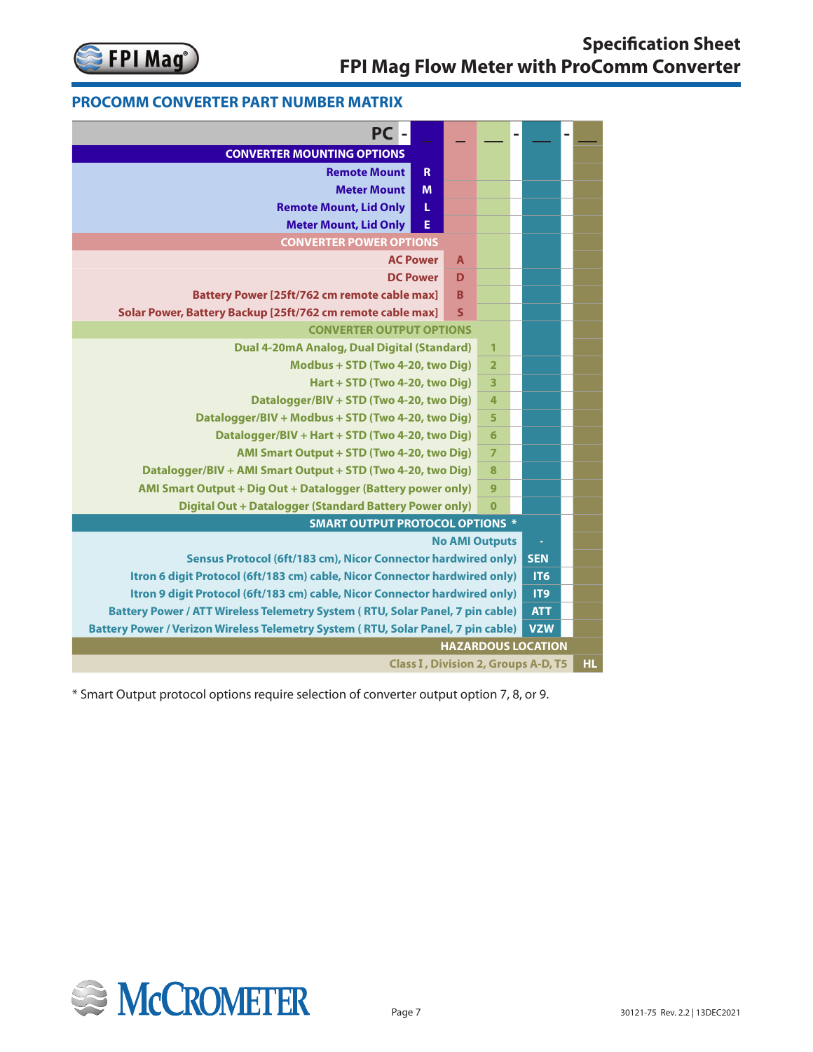## PROCOMM CONVERTER PART NUMBER MATRIX

**PC - _ _ _ - _ - _**

| Option | Code |
|---|---|
| **CONVERTER MOUNTING OPTIONS** | |
| Remote Mount | R |
| Meter Mount | M |
| Remote Mount, Lid Only | L |
| Meter Mount, Lid Only | E |
| **CONVERTER POWER OPTIONS** | |
| AC Power | A |
| DC Power | D |
| Battery Power [25ft/762 cm remote cable max] | B |
| Solar Power, Battery Backup [25ft/762 cm remote cable max] | S |
| **CONVERTER OUTPUT OPTIONS** | |
| Dual 4-20mA Analog, Dual Digital (Standard) | 1 |
| Modbus + STD (Two 4-20, two Dig) | 2 |
| Hart + STD (Two 4-20, two Dig) | 3 |
| Datalogger/BIV + STD (Two 4-20, two Dig) | 4 |
| Datalogger/BIV + Modbus + STD (Two 4-20, two Dig) | 5 |
| Datalogger/BIV + Hart + STD (Two 4-20, two Dig) | 6 |
| AMI Smart Output + STD (Two 4-20, two Dig) | 7 |
| Datalogger/BIV + AMI Smart Output + STD (Two 4-20, two Dig) | 8 |
| AMI Smart Output + Dig Out + Datalogger (Battery power only) | 9 |
| Digital Out + Datalogger (Standard Battery Power only) | 0 |
| **SMART OUTPUT PROTOCOL OPTIONS *** | |
| No AMI Outputs | - |
| Sensus Protocol (6ft/183 cm), Nicor Connector hardwired only) | SEN |
| Itron 6 digit Protocol (6ft/183 cm) cable, Nicor Connector hardwired only) | IT6 |
| Itron 9 digit Protocol (6ft/183 cm) cable, Nicor Connector hardwired only) | IT9 |
| Battery Power / ATT Wireless Telemetry System ( RTU, Solar Panel, 7 pin cable) | ATT |
| Battery Power / Verizon Wireless Telemetry System ( RTU, Solar Panel, 7 pin cable) | VZW |
| **HAZARDOUS LOCATION** | |
| Class I , Division 2, Groups A-D, T5 | HL |

* Smart Output protocol options require selection of converter output option 7, 8, or 9.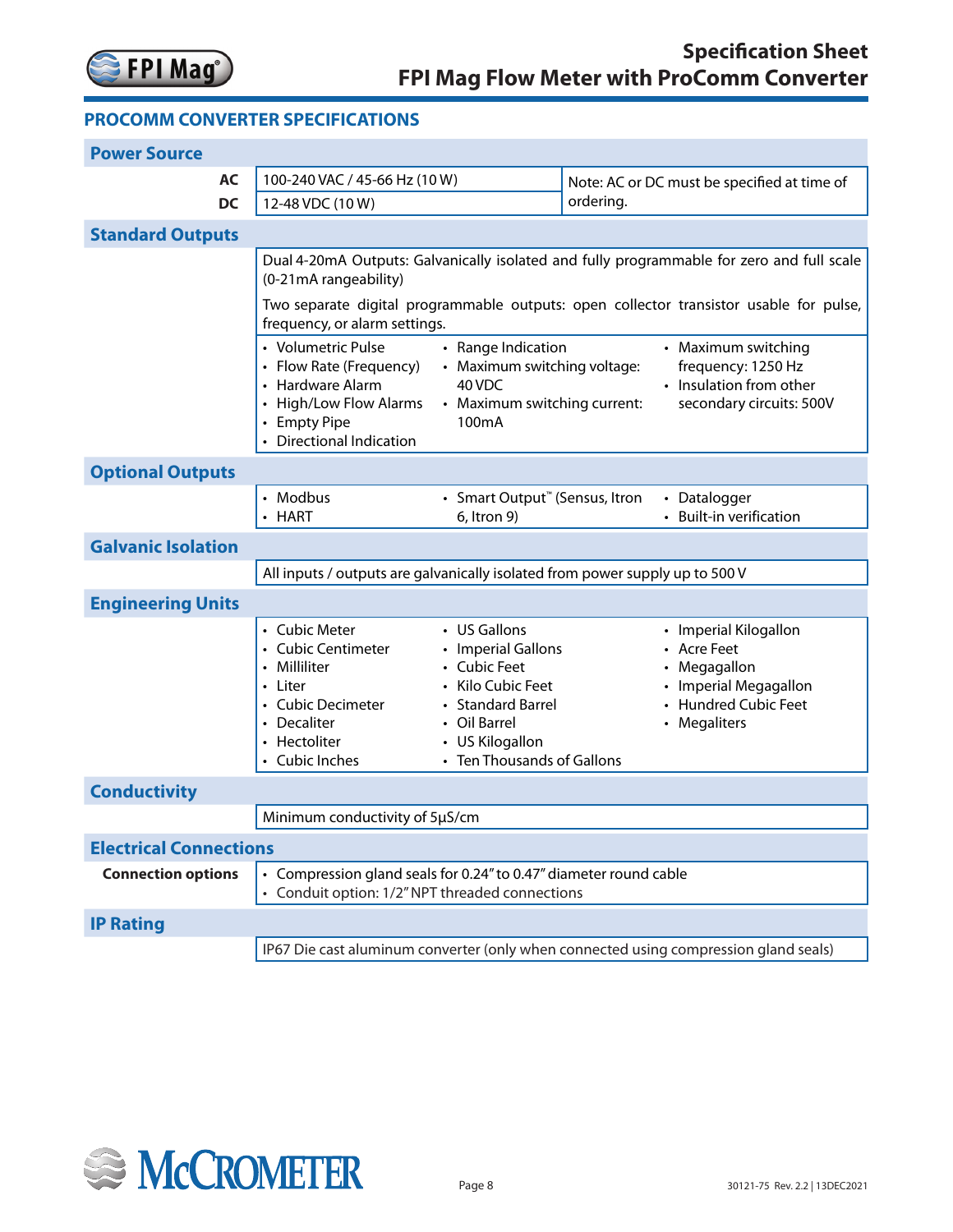## PROCOMM CONVERTER SPECIFICATIONS

### Power Source

| | | |
|---|---|---|
| **AC** | 100-240 VAC / 45-66 Hz (10 W) | Note: AC or DC must be specified at time of ordering. |
| **DC** | 12-48 VDC (10 W) | |

### Standard Outputs

Dual 4-20mA Outputs: Galvanically isolated and fully programmable for zero and full scale (0-21mA rangeability)

Two separate digital programmable outputs: open collector transistor usable for pulse, frequency, or alarm settings.

- Volumetric Pulse
- Flow Rate (Frequency)
- Hardware Alarm
- High/Low Flow Alarms
- Empty Pipe
- Directional Indication
- Range Indication
- Maximum switching voltage: 40 VDC
- Maximum switching current: 100mA
- Maximum switching frequency: 1250 Hz
- Insulation from other secondary circuits: 500V

### Optional Outputs

- Modbus
- HART
- Smart Output™ (Sensus, Itron 6, Itron 9)
- Datalogger
- Built-in verification

### Galvanic Isolation

All inputs / outputs are galvanically isolated from power supply up to 500 V

### Engineering Units

- Cubic Meter
- Cubic Centimeter
- Milliliter
- Liter
- Cubic Decimeter
- Decaliter
- Hectoliter
- Cubic Inches
- US Gallons
- Imperial Gallons
- Cubic Feet
- Kilo Cubic Feet
- Standard Barrel
- Oil Barrel
- US Kilogallon
- Ten Thousands of Gallons
- Imperial Kilogallon
- Acre Feet
- Megagallon
- Imperial Megagallon
- Hundred Cubic Feet
- Megaliters

### Conductivity

Minimum conductivity of 5μS/cm

### Electrical Connections

**Connection options**

- Compression gland seals for 0.24” to 0.47” diameter round cable
- Conduit option: 1/2” NPT threaded connections

### IP Rating

IP67 Die cast aluminum converter (only when connected using compression gland seals)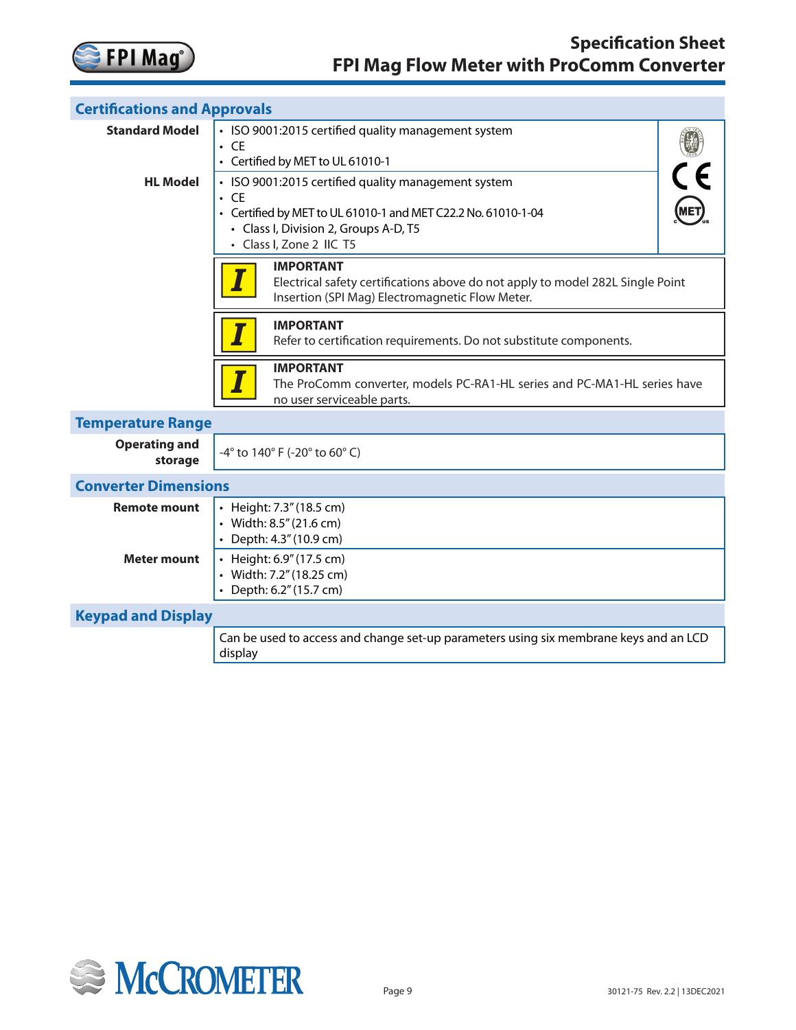## Certifications and Approvals

**Standard Model**

- ISO 9001:2015 certified quality management system
- CE
- Certified by MET to UL 61010-1

**HL Model**

- ISO 9001:2015 certified quality management system
- CE
- Certified by MET to UL 61010-1 and MET C22.2 No. 61010-1-04
  - Class I, Division 2, Groups A-D, T5
  - Class I, Zone 2 IIC T5

**IMPORTANT**
Electrical safety certifications above do not apply to model 282L Single Point Insertion (SPI Mag) Electromagnetic Flow Meter.

**IMPORTANT**
Refer to certification requirements. Do not substitute components.

**IMPORTANT**
The ProComm converter, models PC-RA1-HL series and PC-MA1-HL series have no user serviceable parts.

## Temperature Range

**Operating and storage**

-4° to 140° F (-20° to 60° C)

## Converter Dimensions

**Remote mount**

- Height: 7.3" (18.5 cm)
- Width: 8.5" (21.6 cm)
- Depth: 4.3" (10.9 cm)

**Meter mount**

- Height: 6.9" (17.5 cm)
- Width: 7.2" (18.25 cm)
- Depth: 6.2" (15.7 cm)

## Keypad and Display

Can be used to access and change set-up parameters using six membrane keys and an LCD display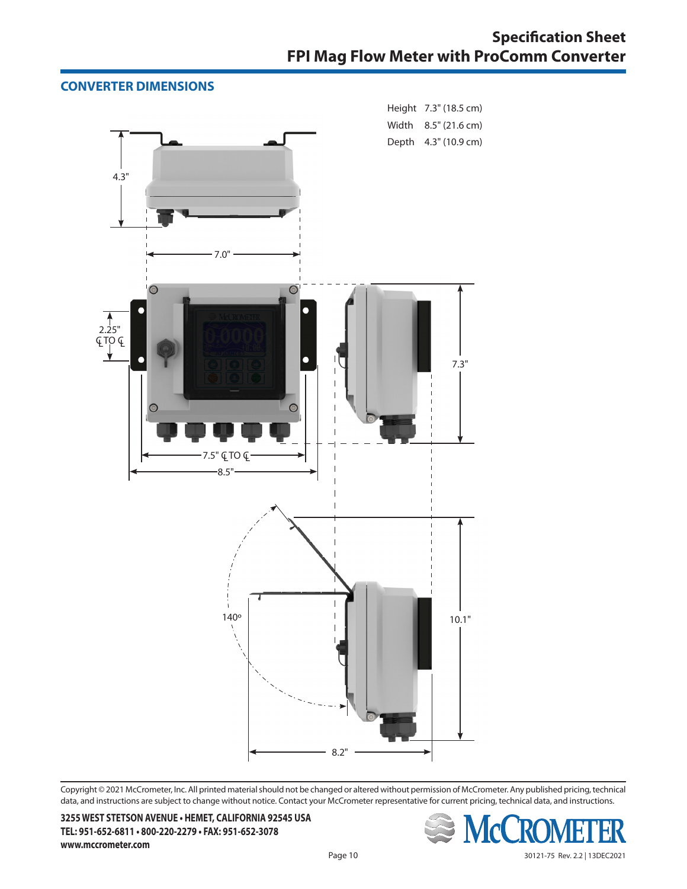## CONVERTER DIMENSIONS

| | |
|---|---|
| Height | 7.3" (18.5 cm) |
| Width | 8.5" (21.6 cm) |
| Depth | 4.3" (10.9 cm) |

4.3"

7.0"

2.25" ℄ TO ℄

7.3"

7.5" ℄ TO ℄

8.5"

140°

10.1"

8.2"

Copyright © 2021 McCrometer, Inc. All printed material should not be changed or altered without permission of McCrometer. Any published pricing, technical data, and instructions are subject to change without notice. Contact your McCrometer representative for current pricing, technical data, and instructions.

**3255 WEST STETSON AVENUE • HEMET, CALIFORNIA 92545 USA**
**TEL: 951-652-6811 • 800-220-2279 • FAX: 951-652-3078**
**www.mccrometer.com**

30121-75 Rev. 2.2 | 13DEC2021